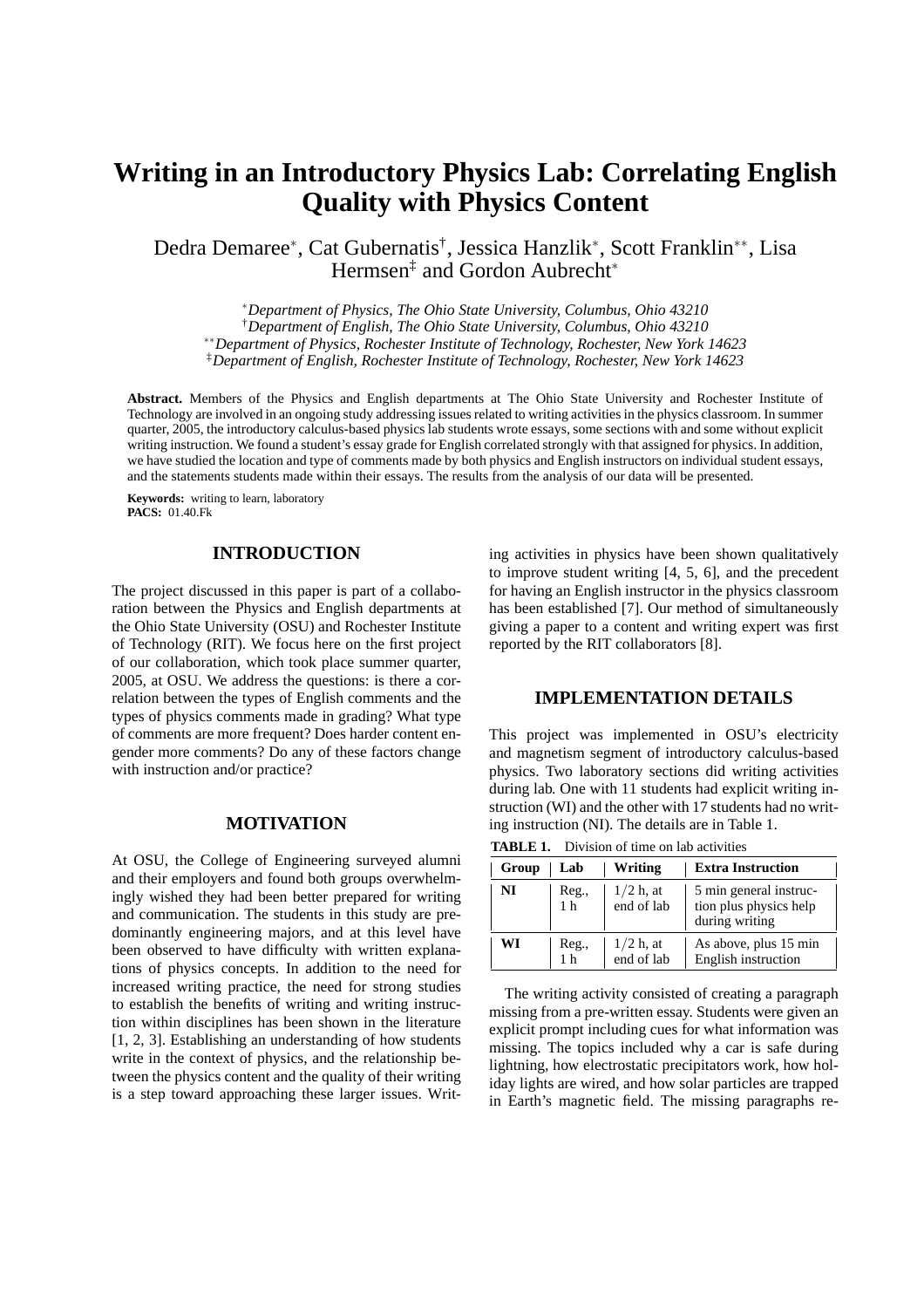# Writing in an Introductory Physics Lab: Correlating English Quality with Physics Content

Dedra Demaree[*], Cat Gubernatis[†], Jessica Hanzlik[*], Scott Franklin[**], Lisa Hermsen[‡] and Gordon Aubrecht[*]

[*] *Department of Physics, The Ohio State University, Columbus, Ohio 43210*
[†] *Department of English, The Ohio State University, Columbus, Ohio 43210*
[**] *Department of Physics, Rochester Institute of Technology, Rochester, New York 14623*
[‡] *Department of English, Rochester Institute of Technology, Rochester, New York 14623*

**Abstract.** Members of the Physics and English departments at The Ohio State University and Rochester Institute of Technology are involved in an ongoing study addressing issues related to writing activities in the physics classroom. In summer quarter, 2005, the introductory calculus-based physics lab students wrote essays, some sections with and some without explicit writing instruction. We found a student's essay grade for English correlated strongly with that assigned for physics. In addition, we have studied the location and type of comments made by both physics and English instructors on individual student essays, and the statements students made within their essays. The results from the analysis of our data will be presented.

**Keywords:** writing to learn, laboratory
**PACS:** 01.40.Fk

## INTRODUCTION

The project discussed in this paper is part of a collaboration between the Physics and English departments at the Ohio State University (OSU) and Rochester Institute of Technology (RIT). We focus here on the first project of our collaboration, which took place summer quarter, 2005, at OSU. We address the questions: is there a correlation between the types of English comments and the types of physics comments made in grading? What type of comments are more frequent? Does harder content engender more comments? Do any of these factors change with instruction and/or practice?

## MOTIVATION

At OSU, the College of Engineering surveyed alumni and their employers and found both groups overwhelmingly wished they had been better prepared for writing and communication. The students in this study are predominantly engineering majors, and at this level have been observed to have difficulty with written explanations of physics concepts. In addition to the need for increased writing practice, the need for strong studies to establish the benefits of writing and writing instruction within disciplines has been shown in the literature [1, 2, 3]. Establishing an understanding of how students write in the context of physics, and the relationship between the physics content and the quality of their writing is a step toward approaching these larger issues. Writing activities in physics have been shown qualitatively to improve student writing [4, 5, 6], and the precedent for having an English instructor in the physics classroom has been established [7]. Our method of simultaneously giving a paper to a content and writing expert was first reported by the RIT collaborators [8].

## IMPLEMENTATION DETAILS

This project was implemented in OSU's electricity and magnetism segment of introductory calculus-based physics. Two laboratory sections did writing activities during lab. One with 11 students had explicit writing instruction (WI) and the other with 17 students had no writing instruction (NI). The details are in Table 1.

**TABLE 1.** Division of time on lab activities

| Group | Lab | Writing | Extra Instruction |
|---|---|---|---|
| NI | Reg., 1 h | $1/2$ h, at end of lab | 5 min general instruction plus physics help during writing |
| WI | Reg., 1 h | $1/2$ h, at end of lab | As above, plus 15 min English instruction |

The writing activity consisted of creating a paragraph missing from a pre-written essay. Students were given an explicit prompt including cues for what information was missing. The topics included why a car is safe during lightning, how electrostatic precipitators work, how holiday lights are wired, and how solar particles are trapped in Earth's magnetic field. The missing paragraphs re-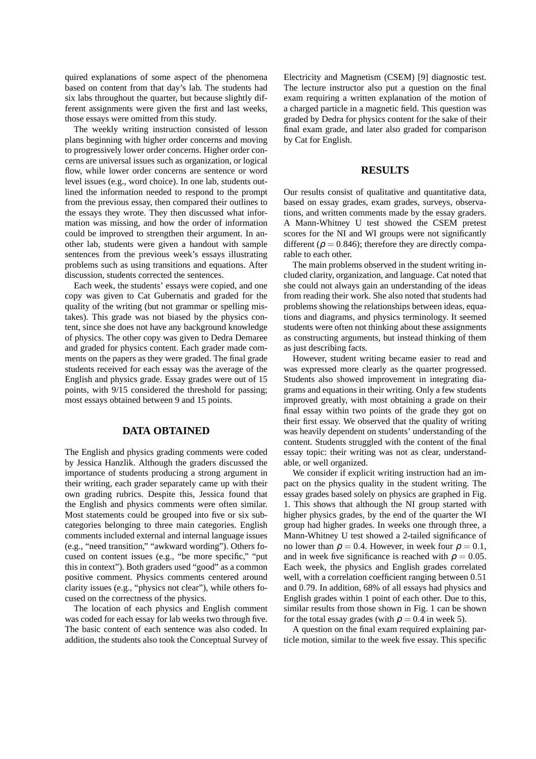quired explanations of some aspect of the phenomena based on content from that day's lab. The students had six labs throughout the quarter, but because slightly different assignments were given the first and last weeks, those essays were omitted from this study.

The weekly writing instruction consisted of lesson plans beginning with higher order concerns and moving to progressively lower order concerns. Higher order concerns are universal issues such as organization, or logical flow, while lower order concerns are sentence or word level issues (e.g., word choice). In one lab, students outlined the information needed to respond to the prompt from the previous essay, then compared their outlines to the essays they wrote. They then discussed what information was missing, and how the order of information could be improved to strengthen their argument. In another lab, students were given a handout with sample sentences from the previous week's essays illustrating problems such as using transitions and equations. After discussion, students corrected the sentences.

Each week, the students' essays were copied, and one copy was given to Cat Gubernatis and graded for the quality of the writing (but not grammar or spelling mistakes). This grade was not biased by the physics content, since she does not have any background knowledge of physics. The other copy was given to Dedra Demaree and graded for physics content. Each grader made comments on the papers as they were graded. The final grade students received for each essay was the average of the English and physics grade. Essay grades were out of 15 points, with 9/15 considered the threshold for passing; most essays obtained between 9 and 15 points.

## DATA OBTAINED

The English and physics grading comments were coded by Jessica Hanzlik. Although the graders discussed the importance of students producing a strong argument in their writing, each grader separately came up with their own grading rubrics. Despite this, Jessica found that the English and physics comments were often similar. Most statements could be grouped into five or six subcategories belonging to three main categories. English comments included external and internal language issues (e.g., "need transition," "awkward wording"). Others focused on content issues (e.g., "be more specific," "put this in context"). Both graders used "good" as a common positive comment. Physics comments centered around clarity issues (e.g., "physics not clear"), while others focused on the correctness of the physics.

The location of each physics and English comment was coded for each essay for lab weeks two through five. The basic content of each sentence was also coded. In addition, the students also took the Conceptual Survey of Electricity and Magnetism (CSEM) [9] diagnostic test. The lecture instructor also put a question on the final exam requiring a written explanation of the motion of a charged particle in a magnetic field. This question was graded by Dedra for physics content for the sake of their final exam grade, and later also graded for comparison by Cat for English.

## RESULTS

Our results consist of qualitative and quantitative data, based on essay grades, exam grades, surveys, observations, and written comments made by the essay graders. A Mann-Whitney U test showed the CSEM pretest scores for the NI and WI groups were not significantly different ($\rho = 0.846$); therefore they are directly comparable to each other.

The main problems observed in the student writing included clarity, organization, and language. Cat noted that she could not always gain an understanding of the ideas from reading their work. She also noted that students had problems showing the relationships between ideas, equations and diagrams, and physics terminology. It seemed students were often not thinking about these assignments as constructing arguments, but instead thinking of them as just describing facts.

However, student writing became easier to read and was expressed more clearly as the quarter progressed. Students also showed improvement in integrating diagrams and equations in their writing. Only a few students improved greatly, with most obtaining a grade on their final essay within two points of the grade they got on their first essay. We observed that the quality of writing was heavily dependent on students' understanding of the content. Students struggled with the content of the final essay topic: their writing was not as clear, understandable, or well organized.

We consider if explicit writing instruction had an impact on the physics quality in the student writing. The essay grades based solely on physics are graphed in Fig. 1. This shows that although the NI group started with higher physics grades, by the end of the quarter the WI group had higher grades. In weeks one through three, a Mann-Whitney U test showed a 2-tailed significance of no lower than $\rho = 0.4$. However, in week four $\rho = 0.1$, and in week five significance is reached with $\rho = 0.05$. Each week, the physics and English grades correlated well, with a correlation coefficient ranging between 0.51 and 0.79. In addition, 68% of all essays had physics and English grades within 1 point of each other. Due to this, similar results from those shown in Fig. 1 can be shown for the total essay grades (with $\rho = 0.4$ in week 5).

A question on the final exam required explaining particle motion, similar to the week five essay. This specific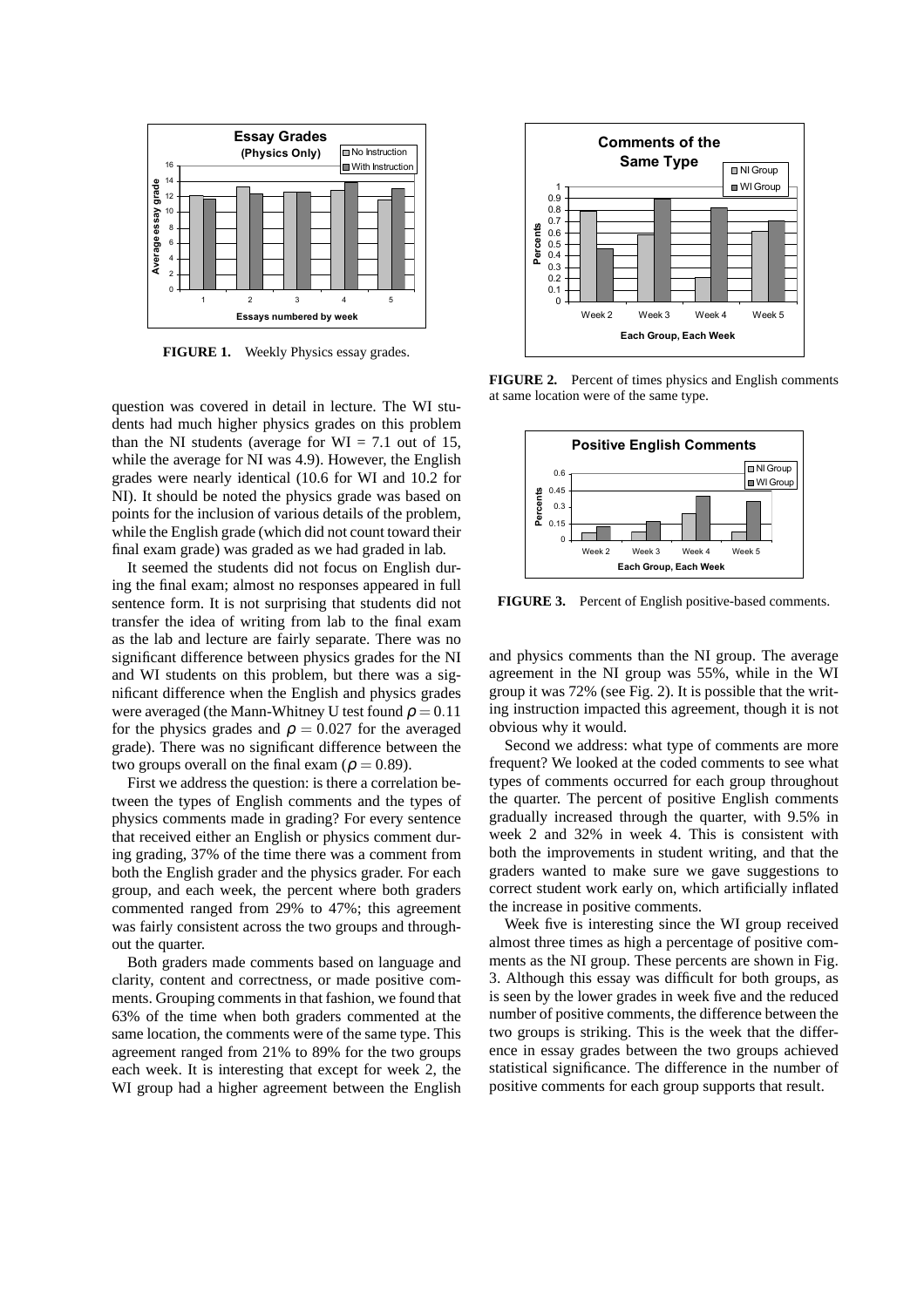FIGURE 1. Weekly Physics essay grades.

question was covered in detail in lecture. The WI students had much higher physics grades on this problem than the NI students (average for WI = 7.1 out of 15, while the average for NI was 4.9). However, the English grades were nearly identical (10.6 for WI and 10.2 for NI). It should be noted the physics grade was based on points for the inclusion of various details of the problem, while the English grade (which did not count toward their final exam grade) was graded as we had graded in lab.

It seemed the students did not focus on English during the final exam; almost no responses appeared in full sentence form. It is not surprising that students did not transfer the idea of writing from lab to the final exam as the lab and lecture are fairly separate. There was no significant difference between physics grades for the NI and WI students on this problem, but there was a significant difference when the English and physics grades were averaged (the Mann-Whitney U test found $\rho = 0.11$ for the physics grades and $\rho = 0.027$ for the averaged grade). There was no significant difference between the two groups overall on the final exam ($\rho = 0.89$).

First we address the question: is there a correlation between the types of English comments and the types of physics comments made in grading? For every sentence that received either an English or physics comment during grading, 37% of the time there was a comment from both the English grader and the physics grader. For each group, and each week, the percent where both graders commented ranged from 29% to 47%; this agreement was fairly consistent across the two groups and throughout the quarter.

Both graders made comments based on language and clarity, content and correctness, or made positive comments. Grouping comments in that fashion, we found that 63% of the time when both graders commented at the same location, the comments were of the same type. This agreement ranged from 21% to 89% for the two groups each week. It is interesting that except for week 2, the WI group had a higher agreement between the English and physics comments than the NI group. The average agreement in the NI group was 55%, while in the WI group it was 72% (see Fig. 2). It is possible that the writing instruction impacted this agreement, though it is not obvious why it would.

FIGURE 2. Percent of times physics and English comments at same location were of the same type.

FIGURE 3. Percent of English positive-based comments.

Second we address: what type of comments are more frequent? We looked at the coded comments to see what types of comments occurred for each group throughout the quarter. The percent of positive English comments gradually increased through the quarter, with 9.5% in week 2 and 32% in week 4. This is consistent with both the improvements in student writing, and that the graders wanted to make sure we gave suggestions to correct student work early on, which artificially inflated the increase in positive comments.

Week five is interesting since the WI group received almost three times as high a percentage of positive comments as the NI group. These percents are shown in Fig. 3. Although this essay was difficult for both groups, as is seen by the lower grades in week five and the reduced number of positive comments, the difference between the two groups is striking. This is the week that the difference in essay grades between the two groups achieved statistical significance. The difference in the number of positive comments for each group supports that result.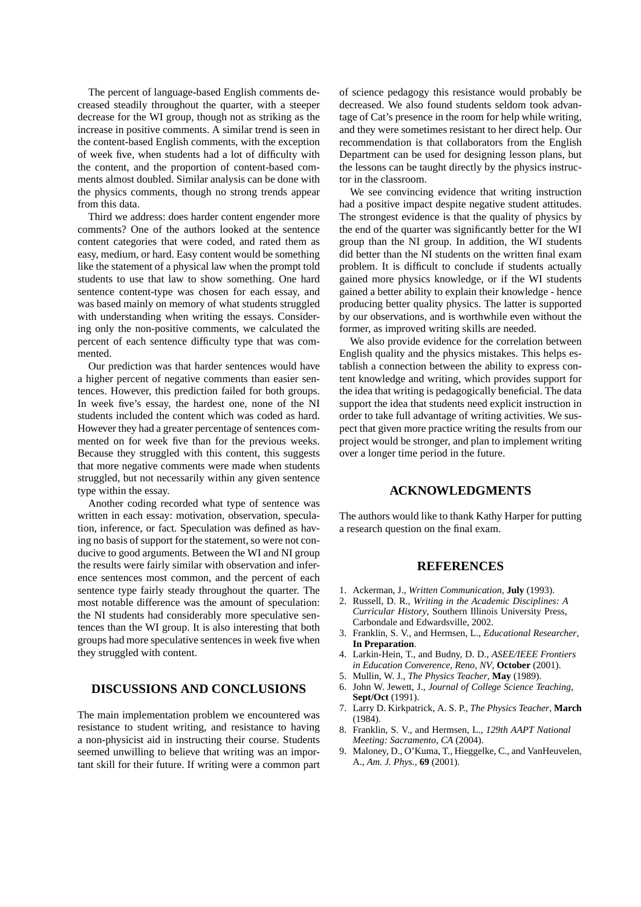The percent of language-based English comments decreased steadily throughout the quarter, with a steeper decrease for the WI group, though not as striking as the increase in positive comments. A similar trend is seen in the content-based English comments, with the exception of week five, when students had a lot of difficulty with the content, and the proportion of content-based comments almost doubled. Similar analysis can be done with the physics comments, though no strong trends appear from this data.

Third we address: does harder content engender more comments? One of the authors looked at the sentence content categories that were coded, and rated them as easy, medium, or hard. Easy content would be something like the statement of a physical law when the prompt told students to use that law to show something. One hard sentence content-type was chosen for each essay, and was based mainly on memory of what students struggled with understanding when writing the essays. Considering only the non-positive comments, we calculated the percent of each sentence difficulty type that was commented.

Our prediction was that harder sentences would have a higher percent of negative comments than easier sentences. However, this prediction failed for both groups. In week five's essay, the hardest one, none of the NI students included the content which was coded as hard. However they had a greater percentage of sentences commented on for week five than for the previous weeks. Because they struggled with this content, this suggests that more negative comments were made when students struggled, but not necessarily within any given sentence type within the essay.

Another coding recorded what type of sentence was written in each essay: motivation, observation, speculation, inference, or fact. Speculation was defined as having no basis of support for the statement, so were not conducive to good arguments. Between the WI and NI group the results were fairly similar with observation and inference sentences most common, and the percent of each sentence type fairly steady throughout the quarter. The most notable difference was the amount of speculation: the NI students had considerably more speculative sentences than the WI group. It is also interesting that both groups had more speculative sentences in week five when they struggled with content.

## DISCUSSIONS AND CONCLUSIONS

The main implementation problem we encountered was resistance to student writing, and resistance to having a non-physicist aid in instructing their course. Students seemed unwilling to believe that writing was an important skill for their future. If writing were a common part of science pedagogy this resistance would probably be decreased. We also found students seldom took advantage of Cat's presence in the room for help while writing, and they were sometimes resistant to her direct help. Our recommendation is that collaborators from the English Department can be used for designing lesson plans, but the lessons can be taught directly by the physics instructor in the classroom.

We see convincing evidence that writing instruction had a positive impact despite negative student attitudes. The strongest evidence is that the quality of physics by the end of the quarter was significantly better for the WI group than the NI group. In addition, the WI students did better than the NI students on the written final exam problem. It is difficult to conclude if students actually gained more physics knowledge, or if the WI students gained a better ability to explain their knowledge - hence producing better quality physics. The latter is supported by our observations, and is worthwhile even without the former, as improved writing skills are needed.

We also provide evidence for the correlation between English quality and the physics mistakes. This helps establish a connection between the ability to express content knowledge and writing, which provides support for the idea that writing is pedagogically beneficial. The data support the idea that students need explicit instruction in order to take full advantage of writing activities. We suspect that given more practice writing the results from our project would be stronger, and plan to implement writing over a longer time period in the future.

## ACKNOWLEDGMENTS

The authors would like to thank Kathy Harper for putting a research question on the final exam.

## REFERENCES

1. Ackerman, J., *Written Communication*, **July** (1993).
2. Russell, D. R., *Writing in the Academic Disciplines: A Curricular History*, Southern Illinois University Press, Carbondale and Edwardsville, 2002.
3. Franklin, S. V., and Hermsen, L., *Educational Researcher*, **In Preparation**.
4. Larkin-Hein, T., and Budny, D. D., *ASEE/IEEE Frontiers in Education Converence, Reno, NV*, **October** (2001).
5. Mullin, W. J., *The Physics Teacher*, **May** (1989).
6. John W. Jewett, J., *Journal of College Science Teaching*, **Sept/Oct** (1991).
7. Larry D. Kirkpatrick, A. S. P., *The Physics Teacher*, **March** (1984).
8. Franklin, S. V., and Hermsen, L., *129th AAPT National Meeting: Sacramento, CA* (2004).
9. Maloney, D., O'Kuma, T., Hieggelke, C., and VanHeuvelen, A., *Am. J. Phys.*, **69** (2001).